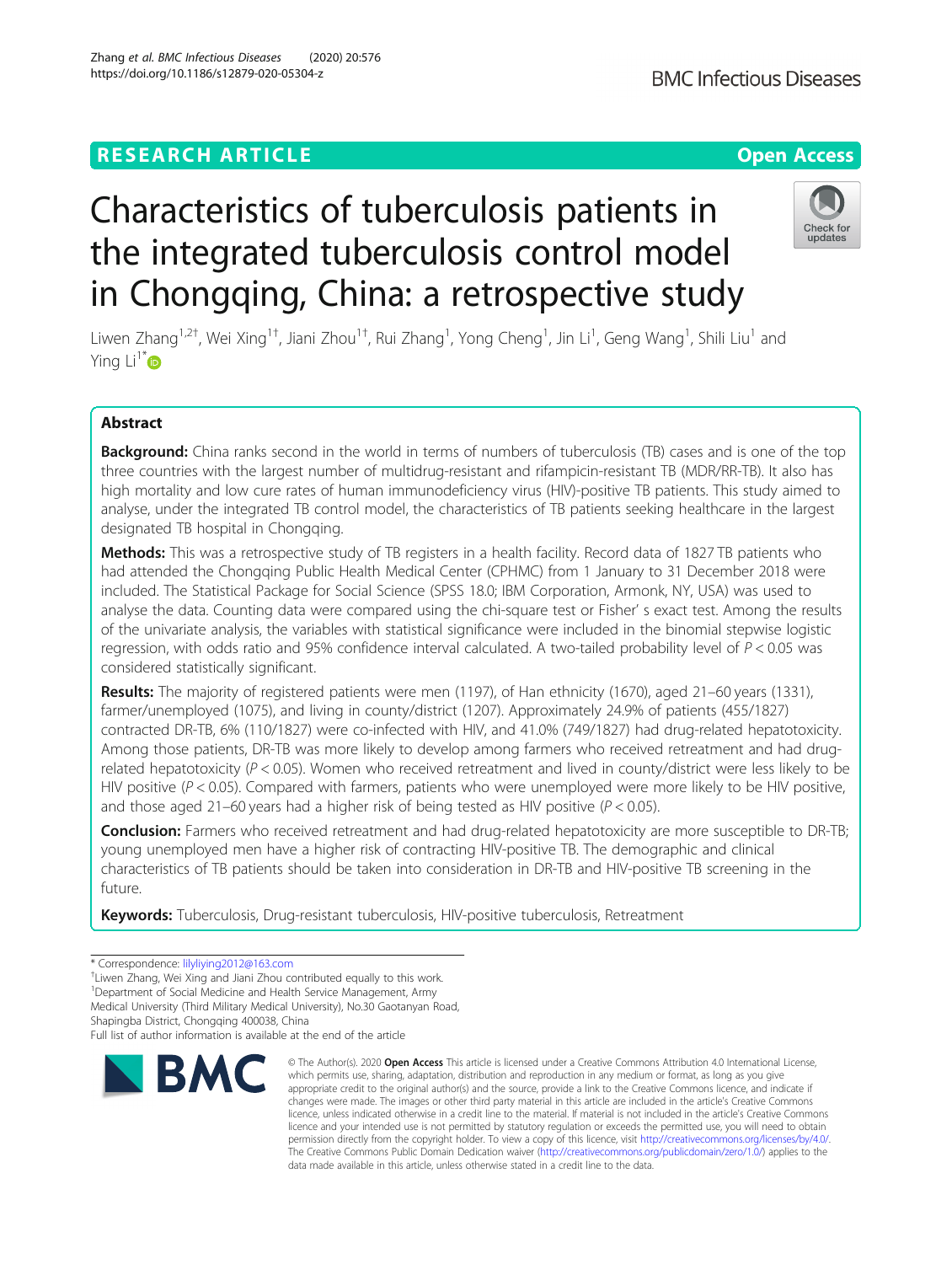RESEARCH ARTICLE

Open Access

# Characteristics of tuberculosis patients in the integrated tuberculosis control model in Chongqing, China: a retrospective study

Liwen Zhang[1,2†], Wei Xing[1†], Jiani Zhou[1†], Rui Zhang[1], Yong Cheng[1], Jin Li[1], Geng Wang[1], Shili Liu[1] and Ying Li[1*]

## Abstract

**Background:** China ranks second in the world in terms of numbers of tuberculosis (TB) cases and is one of the top three countries with the largest number of multidrug-resistant and rifampicin-resistant TB (MDR/RR-TB). It also has high mortality and low cure rates of human immunodeficiency virus (HIV)-positive TB patients. This study aimed to analyse, under the integrated TB control model, the characteristics of TB patients seeking healthcare in the largest designated TB hospital in Chongqing.

**Methods:** This was a retrospective study of TB registers in a health facility. Record data of 1827 TB patients who had attended the Chongqing Public Health Medical Center (CPHMC) from 1 January to 31 December 2018 were included. The Statistical Package for Social Science (SPSS 18.0; IBM Corporation, Armonk, NY, USA) was used to analyse the data. Counting data were compared using the chi-square test or Fisher' s exact test. Among the results of the univariate analysis, the variables with statistical significance were included in the binomial stepwise logistic regression, with odds ratio and 95% confidence interval calculated. A two-tailed probability level of $P < 0.05$ was considered statistically significant.

**Results:** The majority of registered patients were men (1197), of Han ethnicity (1670), aged 21–60 years (1331), farmer/unemployed (1075), and living in county/district (1207). Approximately 24.9% of patients (455/1827) contracted DR-TB, 6% (110/1827) were co-infected with HIV, and 41.0% (749/1827) had drug-related hepatotoxicity. Among those patients, DR-TB was more likely to develop among farmers who received retreatment and had drug-related hepatotoxicity ($P < 0.05$). Women who received retreatment and lived in county/district were less likely to be HIV positive ($P < 0.05$). Compared with farmers, patients who were unemployed were more likely to be HIV positive, and those aged 21–60 years had a higher risk of being tested as HIV positive ($P < 0.05$).

**Conclusion:** Farmers who received retreatment and had drug-related hepatotoxicity are more susceptible to DR-TB; young unemployed men have a higher risk of contracting HIV-positive TB. The demographic and clinical characteristics of TB patients should be taken into consideration in DR-TB and HIV-positive TB screening in the future.

**Keywords:** Tuberculosis, Drug-resistant tuberculosis, HIV-positive tuberculosis, Retreatment

\* Correspondence: lilyliying2012@163.com

†Liwen Zhang, Wei Xing and Jiani Zhou contributed equally to this work.

[1]Department of Social Medicine and Health Service Management, Army Medical University (Third Military Medical University), No.30 Gaotanyan Road, Shapingba District, Chongqing 400038, China

Full list of author information is available at the end of the article

© The Author(s). 2020 **Open Access** This article is licensed under a Creative Commons Attribution 4.0 International License, which permits use, sharing, adaptation, distribution and reproduction in any medium or format, as long as you give appropriate credit to the original author(s) and the source, provide a link to the Creative Commons licence, and indicate if changes were made. The images or other third party material in this article are included in the article's Creative Commons licence, unless indicated otherwise in a credit line to the material. If material is not included in the article's Creative Commons licence and your intended use is not permitted by statutory regulation or exceeds the permitted use, you will need to obtain permission directly from the copyright holder. To view a copy of this licence, visit http://creativecommons.org/licenses/by/4.0/. The Creative Commons Public Domain Dedication waiver (http://creativecommons.org/publicdomain/zero/1.0/) applies to the data made available in this article, unless otherwise stated in a credit line to the data.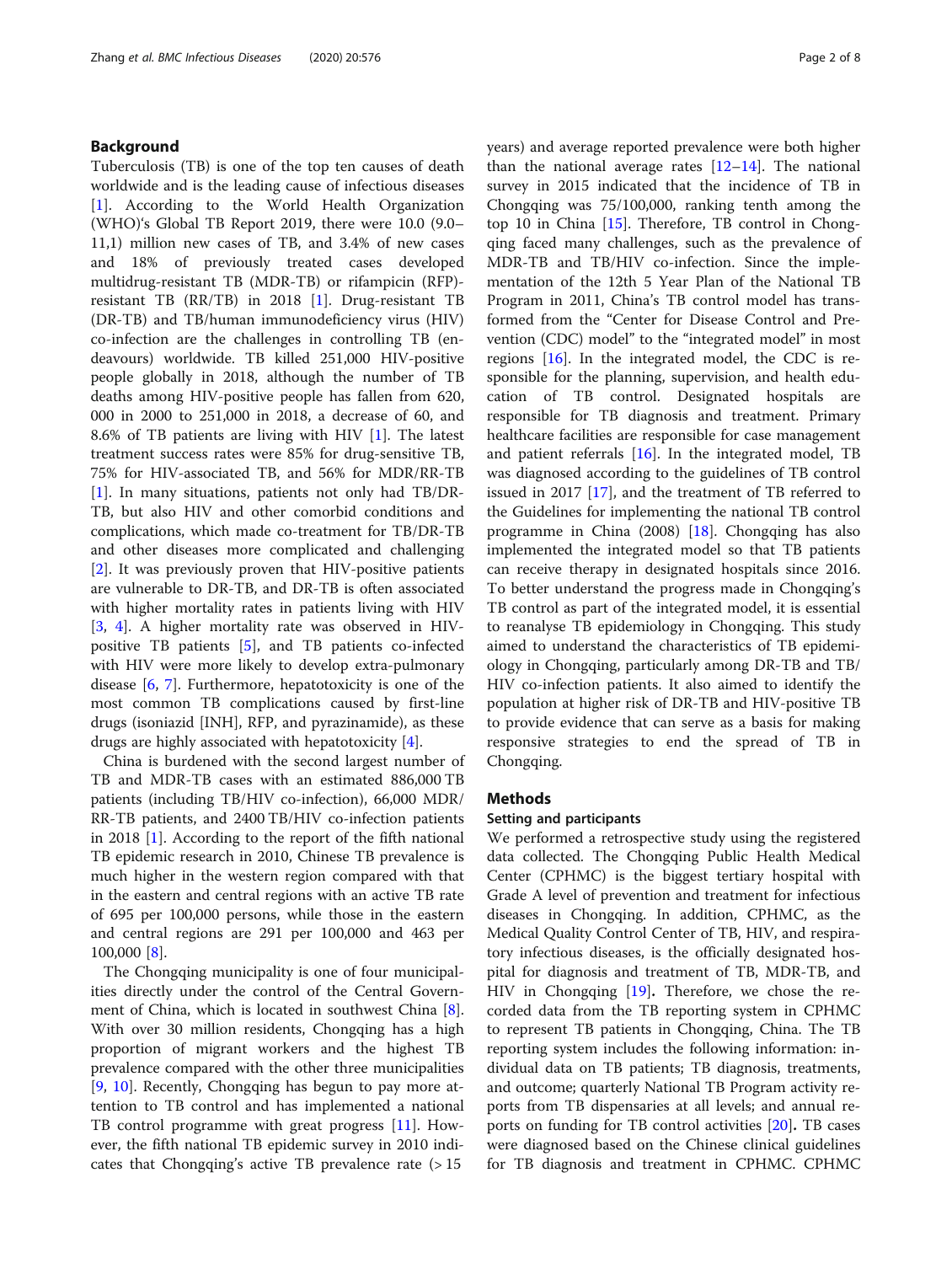## Background

Tuberculosis (TB) is one of the top ten causes of death worldwide and is the leading cause of infectious diseases [1]. According to the World Health Organization (WHO)'s Global TB Report 2019, there were 10.0 (9.0–11,1) million new cases of TB, and 3.4% of new cases and 18% of previously treated cases developed multidrug-resistant TB (MDR-TB) or rifampicin (RFP)-resistant TB (RR/TB) in 2018 [1]. Drug-resistant TB (DR-TB) and TB/human immunodeficiency virus (HIV) co-infection are the challenges in controlling TB (endeavours) worldwide. TB killed 251,000 HIV-positive people globally in 2018, although the number of TB deaths among HIV-positive people has fallen from 620,000 in 2000 to 251,000 in 2018, a decrease of 60, and 8.6% of TB patients are living with HIV [1]. The latest treatment success rates were 85% for drug-sensitive TB, 75% for HIV-associated TB, and 56% for MDR/RR-TB [1]. In many situations, patients not only had TB/DR-TB, but also HIV and other comorbid conditions and complications, which made co-treatment for TB/DR-TB and other diseases more complicated and challenging [2]. It was previously proven that HIV-positive patients are vulnerable to DR-TB, and DR-TB is often associated with higher mortality rates in patients living with HIV [3, 4]. A higher mortality rate was observed in HIV-positive TB patients [5], and TB patients co-infected with HIV were more likely to develop extra-pulmonary disease [6, 7]. Furthermore, hepatotoxicity is one of the most common TB complications caused by first-line drugs (isoniazid [INH], RFP, and pyrazinamide), as these drugs are highly associated with hepatotoxicity [4].

China is burdened with the second largest number of TB and MDR-TB cases with an estimated 886,000 TB patients (including TB/HIV co-infection), 66,000 MDR/RR-TB patients, and 2400 TB/HIV co-infection patients in 2018 [1]. According to the report of the fifth national TB epidemic research in 2010, Chinese TB prevalence is much higher in the western region compared with that in the eastern and central regions with an active TB rate of 695 per 100,000 persons, while those in the eastern and central regions are 291 per 100,000 and 463 per 100,000 [8].

The Chongqing municipality is one of four municipalities directly under the control of the Central Government of China, which is located in southwest China [8]. With over 30 million residents, Chongqing has a high proportion of migrant workers and the highest TB prevalence compared with the other three municipalities [9, 10]. Recently, Chongqing has begun to pay more attention to TB control and has implemented a national TB control programme with great progress [11]. However, the fifth national TB epidemic survey in 2010 indicates that Chongqing's active TB prevalence rate (> 15 years) and average reported prevalence were both higher than the national average rates [12–14]. The national survey in 2015 indicated that the incidence of TB in Chongqing was 75/100,000, ranking tenth among the top 10 in China [15]. Therefore, TB control in Chongqing faced many challenges, such as the prevalence of MDR-TB and TB/HIV co-infection. Since the implementation of the 12th 5 Year Plan of the National TB Program in 2011, China's TB control model has transformed from the "Center for Disease Control and Prevention (CDC) model" to the "integrated model" in most regions [16]. In the integrated model, the CDC is responsible for the planning, supervision, and health education of TB control. Designated hospitals are responsible for TB diagnosis and treatment. Primary healthcare facilities are responsible for case management and patient referrals [16]. In the integrated model, TB was diagnosed according to the guidelines of TB control issued in 2017 [17], and the treatment of TB referred to the Guidelines for implementing the national TB control programme in China (2008) [18]. Chongqing has also implemented the integrated model so that TB patients can receive therapy in designated hospitals since 2016. To better understand the progress made in Chongqing's TB control as part of the integrated model, it is essential to reanalyse TB epidemiology in Chongqing. This study aimed to understand the characteristics of TB epidemiology in Chongqing, particularly among DR-TB and TB/HIV co-infection patients. It also aimed to identify the population at higher risk of DR-TB and HIV-positive TB to provide evidence that can serve as a basis for making responsive strategies to end the spread of TB in Chongqing.

## Methods

### Setting and participants

We performed a retrospective study using the registered data collected. The Chongqing Public Health Medical Center (CPHMC) is the biggest tertiary hospital with Grade A level of prevention and treatment for infectious diseases in Chongqing. In addition, CPHMC, as the Medical Quality Control Center of TB, HIV, and respiratory infectious diseases, is the officially designated hospital for diagnosis and treatment of TB, MDR-TB, and HIV in Chongqing [19]. Therefore, we chose the recorded data from the TB reporting system in CPHMC to represent TB patients in Chongqing, China. The TB reporting system includes the following information: individual data on TB patients; TB diagnosis, treatments, and outcome; quarterly National TB Program activity reports from TB dispensaries at all levels; and annual reports on funding for TB control activities [20]. TB cases were diagnosed based on the Chinese clinical guidelines for TB diagnosis and treatment in CPHMC. CPHMC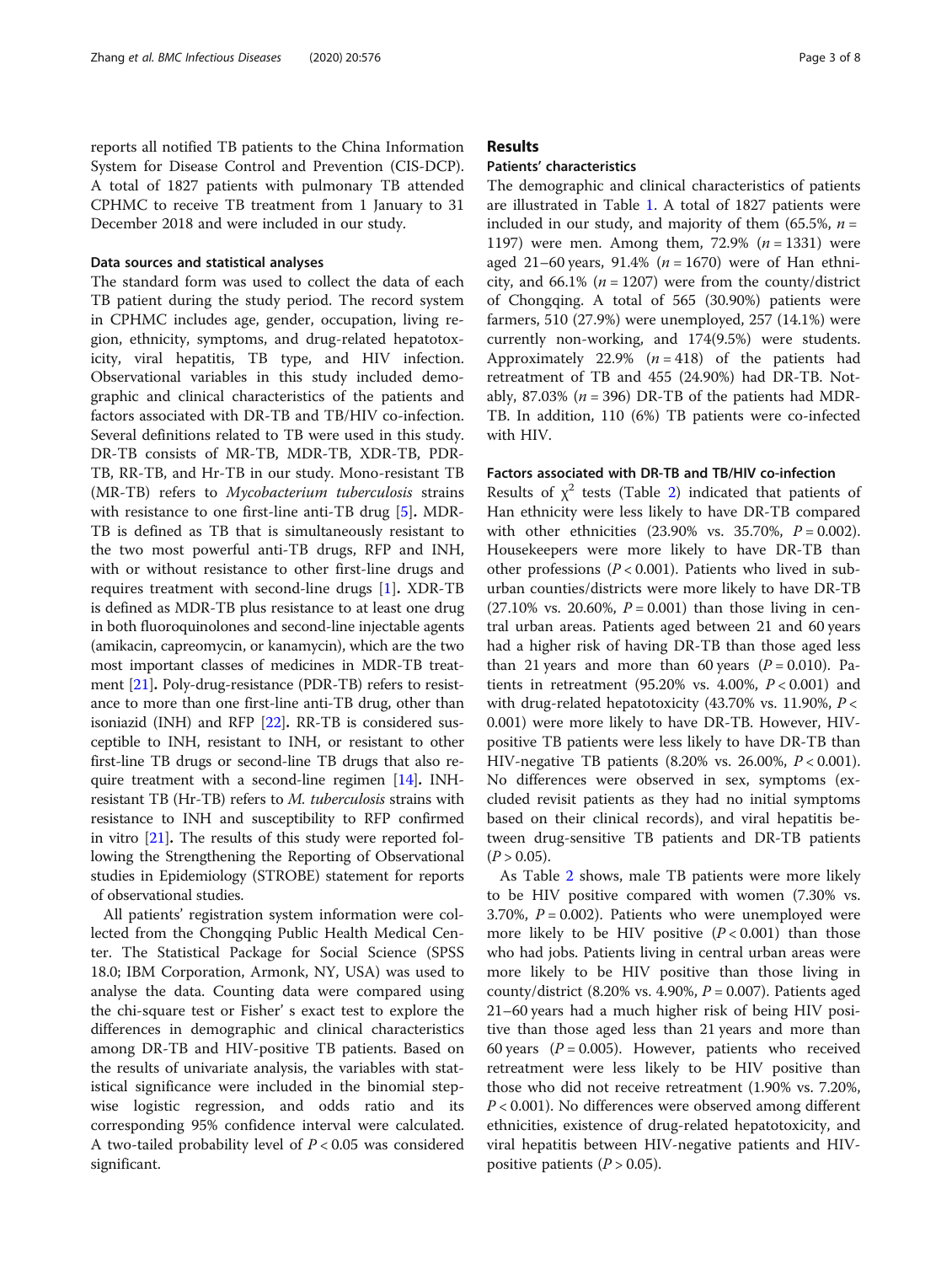reports all notified TB patients to the China Information System for Disease Control and Prevention (CIS-DCP). A total of 1827 patients with pulmonary TB attended CPHMC to receive TB treatment from 1 January to 31 December 2018 and were included in our study.

### Data sources and statistical analyses

The standard form was used to collect the data of each TB patient during the study period. The record system in CPHMC includes age, gender, occupation, living region, ethnicity, symptoms, and drug-related hepatotoxicity, viral hepatitis, TB type, and HIV infection. Observational variables in this study included demographic and clinical characteristics of the patients and factors associated with DR-TB and TB/HIV co-infection. Several definitions related to TB were used in this study. DR-TB consists of MR-TB, MDR-TB, XDR-TB, PDR-TB, RR-TB, and Hr-TB in our study. Mono-resistant TB (MR-TB) refers to *Mycobacterium tuberculosis* strains with resistance to one first-line anti-TB drug [5]. MDR-TB is defined as TB that is simultaneously resistant to the two most powerful anti-TB drugs, RFP and INH, with or without resistance to other first-line drugs and requires treatment with second-line drugs [1]. XDR-TB is defined as MDR-TB plus resistance to at least one drug in both fluoroquinolones and second-line injectable agents (amikacin, capreomycin, or kanamycin), which are the two most important classes of medicines in MDR-TB treatment [21]. Poly-drug-resistance (PDR-TB) refers to resistance to more than one first-line anti-TB drug, other than isoniazid (INH) and RFP [22]. RR-TB is considered susceptible to INH, resistant to INH, or resistant to other first-line TB drugs or second-line TB drugs that also require treatment with a second-line regimen [14]. INH-resistant TB (Hr-TB) refers to *M. tuberculosis* strains with resistance to INH and susceptibility to RFP confirmed in vitro [21]. The results of this study were reported following the Strengthening the Reporting of Observational studies in Epidemiology (STROBE) statement for reports of observational studies.

All patients' registration system information were collected from the Chongqing Public Health Medical Center. The Statistical Package for Social Science (SPSS 18.0; IBM Corporation, Armonk, NY, USA) was used to analyse the data. Counting data were compared using the chi-square test or Fisher' s exact test to explore the differences in demographic and clinical characteristics among DR-TB and HIV-positive TB patients. Based on the results of univariate analysis, the variables with statistical significance were included in the binomial stepwise logistic regression, and odds ratio and its corresponding 95% confidence interval were calculated. A two-tailed probability level of $P < 0.05$ was considered significant.

## Results

### Patients' characteristics

The demographic and clinical characteristics of patients are illustrated in Table 1. A total of 1827 patients were included in our study, and majority of them (65.5%, $n$ = 1197) were men. Among them, 72.9% ($n$ = 1331) were aged 21–60 years, 91.4% ($n$ = 1670) were of Han ethnicity, and 66.1% ($n$ = 1207) were from the county/district of Chongqing. A total of 565 (30.90%) patients were farmers, 510 (27.9%) were unemployed, 257 (14.1%) were currently non-working, and 174(9.5%) were students. Approximately 22.9% ($n$ = 418) of the patients had retreatment of TB and 455 (24.90%) had DR-TB. Notably, 87.03% ($n$ = 396) DR-TB of the patients had MDR-TB. In addition, 110 (6%) TB patients were co-infected with HIV.

### Factors associated with DR-TB and TB/HIV co-infection

Results of $\chi^2$ tests (Table 2) indicated that patients of Han ethnicity were less likely to have DR-TB compared with other ethnicities (23.90% vs. 35.70%, $P = 0.002$). Housekeepers were more likely to have DR-TB than other professions ($P < 0.001$). Patients who lived in suburban counties/districts were more likely to have DR-TB (27.10% vs. 20.60%, $P = 0.001$) than those living in central urban areas. Patients aged between 21 and 60 years had a higher risk of having DR-TB than those aged less than 21 years and more than 60 years ($P = 0.010$). Patients in retreatment (95.20% vs. 4.00%, $P < 0.001$) and with drug-related hepatotoxicity (43.70% vs. 11.90%, $P < 0.001$) were more likely to have DR-TB. However, HIV-positive TB patients were less likely to have DR-TB than HIV-negative TB patients (8.20% vs. 26.00%, $P < 0.001$). No differences were observed in sex, symptoms (excluded revisit patients as they had no initial symptoms based on their clinical records), and viral hepatitis between drug-sensitive TB patients and DR-TB patients ($P > 0.05$).

As Table 2 shows, male TB patients were more likely to be HIV positive compared with women (7.30% vs. 3.70%, $P = 0.002$). Patients who were unemployed were more likely to be HIV positive ($P < 0.001$) than those who had jobs. Patients living in central urban areas were more likely to be HIV positive than those living in county/district (8.20% vs. 4.90%, $P = 0.007$). Patients aged 21–60 years had a much higher risk of being HIV positive than those aged less than 21 years and more than 60 years ($P = 0.005$). However, patients who received retreatment were less likely to be HIV positive than those who did not receive retreatment (1.90% vs. 7.20%, $P < 0.001$). No differences were observed among different ethnicities, existence of drug-related hepatotoxicity, and viral hepatitis between HIV-negative patients and HIV-positive patients ($P > 0.05$).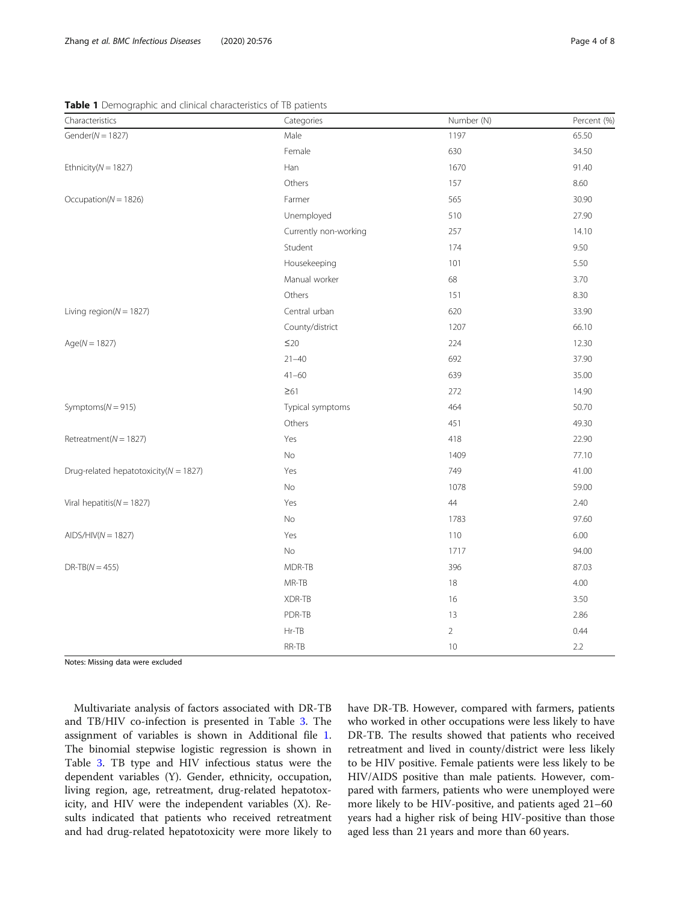**Table 1** Demographic and clinical characteristics of TB patients

| Characteristics | Categories | Number (N) | Percent (%) |
| --- | --- | --- | --- |
| Gender($N$ = 1827) | Male | 1197 | 65.50 |
| | Female | 630 | 34.50 |
| Ethnicity($N$ = 1827) | Han | 1670 | 91.40 |
| | Others | 157 | 8.60 |
| Occupation($N$ = 1826) | Farmer | 565 | 30.90 |
| | Unemployed | 510 | 27.90 |
| | Currently non-working | 257 | 14.10 |
| | Student | 174 | 9.50 |
| | Housekeeping | 101 | 5.50 |
| | Manual worker | 68 | 3.70 |
| | Others | 151 | 8.30 |
| Living region($N$ = 1827) | Central urban | 620 | 33.90 |
| | County/district | 1207 | 66.10 |
| Age($N$ = 1827) | ≤20 | 224 | 12.30 |
| | 21–40 | 692 | 37.90 |
| | 41–60 | 639 | 35.00 |
| | ≥61 | 272 | 14.90 |
| Symptoms($N$ = 915) | Typical symptoms | 464 | 50.70 |
| | Others | 451 | 49.30 |
| Retreatment($N$ = 1827) | Yes | 418 | 22.90 |
| | No | 1409 | 77.10 |
| Drug-related hepatotoxicity($N$ = 1827) | Yes | 749 | 41.00 |
| | No | 1078 | 59.00 |
| Viral hepatitis($N$ = 1827) | Yes | 44 | 2.40 |
| | No | 1783 | 97.60 |
| AIDS/HIV($N$ = 1827) | Yes | 110 | 6.00 |
| | No | 1717 | 94.00 |
| DR-TB($N$ = 455) | MDR-TB | 396 | 87.03 |
| | MR-TB | 18 | 4.00 |
| | XDR-TB | 16 | 3.50 |
| | PDR-TB | 13 | 2.86 |
| | Hr-TB | 2 | 0.44 |
| | RR-TB | 10 | 2.2 |

Notes: Missing data were excluded

Multivariate analysis of factors associated with DR-TB and TB/HIV co-infection is presented in Table 3. The assignment of variables is shown in Additional file 1. The binomial stepwise logistic regression is shown in Table 3. TB type and HIV infectious status were the dependent variables (Y). Gender, ethnicity, occupation, living region, age, retreatment, drug-related hepatotoxicity, and HIV were the independent variables (X). Results indicated that patients who received retreatment and had drug-related hepatotoxicity were more likely to have DR-TB. However, compared with farmers, patients who worked in other occupations were less likely to have DR-TB. The results showed that patients who received retreatment and lived in county/district were less likely to be HIV positive. Female patients were less likely to be HIV/AIDS positive than male patients. However, compared with farmers, patients who were unemployed were more likely to be HIV-positive, and patients aged 21–60 years had a higher risk of being HIV-positive than those aged less than 21 years and more than 60 years.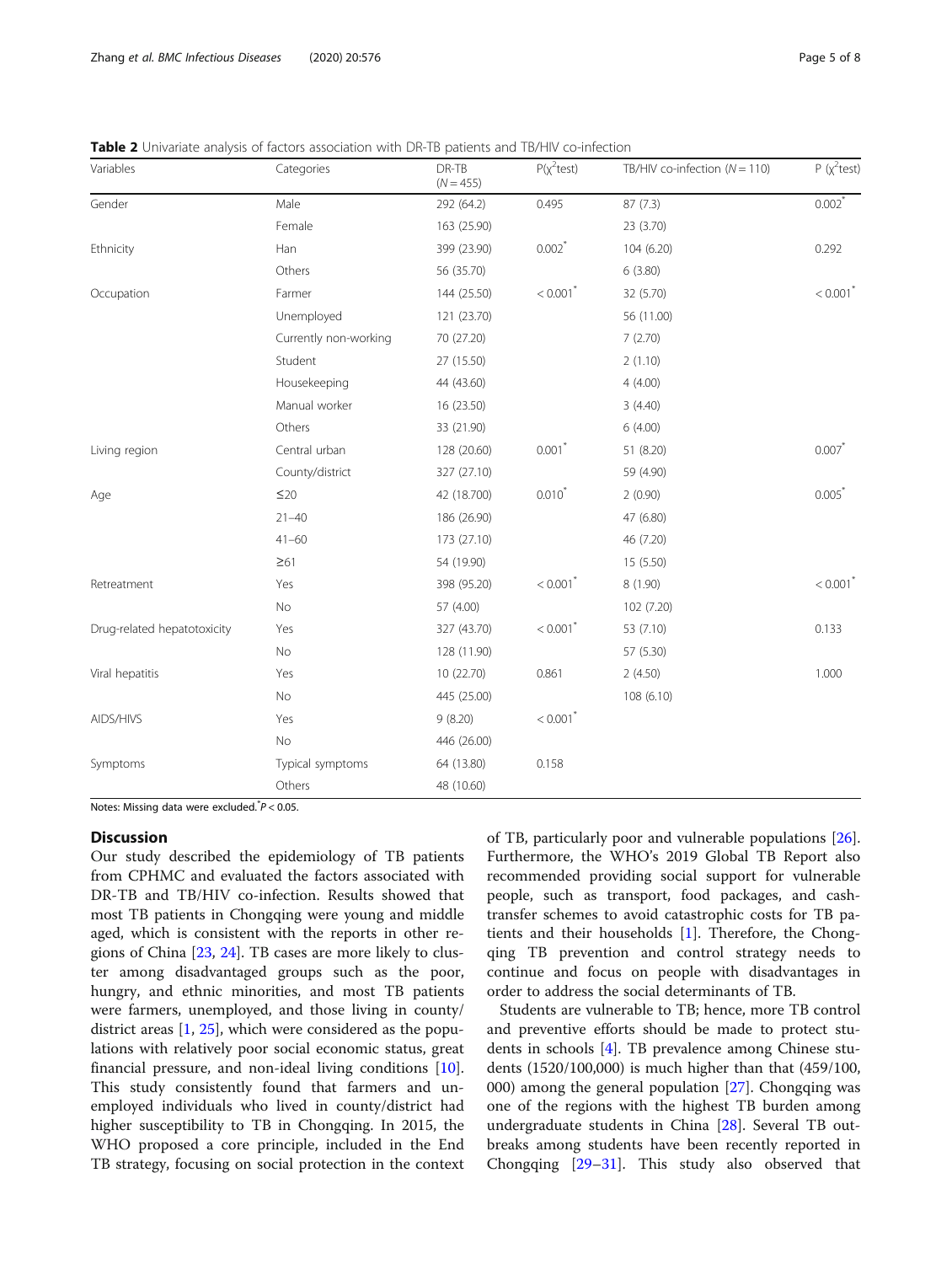**Table 2** Univariate analysis of factors association with DR-TB patients and TB/HIV co-infection

| Variables | Categories | DR-TB ($N = 455$) | P($\chi^2$test) | TB/HIV co-infection ($N = 110$) | P ($\chi^2$test) |
|---|---|---|---|---|---|
| Gender | Male | 292 (64.2) | 0.495 | 87 (7.3) | 0.002* |
| | Female | 163 (25.90) | | 23 (3.70) | |
| Ethnicity | Han | 399 (23.90) | 0.002* | 104 (6.20) | 0.292 |
| | Others | 56 (35.70) | | 6 (3.80) | |
| Occupation | Farmer | 144 (25.50) | < 0.001* | 32 (5.70) | < 0.001* |
| | Unemployed | 121 (23.70) | | 56 (11.00) | |
| | Currently non-working | 70 (27.20) | | 7 (2.70) | |
| | Student | 27 (15.50) | | 2 (1.10) | |
| | Housekeeping | 44 (43.60) | | 4 (4.00) | |
| | Manual worker | 16 (23.50) | | 3 (4.40) | |
| | Others | 33 (21.90) | | 6 (4.00) | |
| Living region | Central urban | 128 (20.60) | 0.001* | 51 (8.20) | 0.007* |
| | County/district | 327 (27.10) | | 59 (4.90) | |
| Age | ≤20 | 42 (18.700) | 0.010* | 2 (0.90) | 0.005* |
| | 21–40 | 186 (26.90) | | 47 (6.80) | |
| | 41–60 | 173 (27.10) | | 46 (7.20) | |
| | ≥61 | 54 (19.90) | | 15 (5.50) | |
| Retreatment | Yes | 398 (95.20) | < 0.001* | 8 (1.90) | < 0.001* |
| | No | 57 (4.00) | | 102 (7.20) | |
| Drug-related hepatotoxicity | Yes | 327 (43.70) | < 0.001* | 53 (7.10) | 0.133 |
| | No | 128 (11.90) | | 57 (5.30) | |
| Viral hepatitis | Yes | 10 (22.70) | 0.861 | 2 (4.50) | 1.000 |
| | No | 445 (25.00) | | 108 (6.10) | |
| AIDS/HIVS | Yes | 9 (8.20) | < 0.001* | | |
| | No | 446 (26.00) | | | |
| Symptoms | Typical symptoms | 64 (13.80) | 0.158 | | |
| | Others | 48 (10.60) | | | |

Notes: Missing data were excluded. *$P < 0.05$.

## Discussion

Our study described the epidemiology of TB patients from CPHMC and evaluated the factors associated with DR-TB and TB/HIV co-infection. Results showed that most TB patients in Chongqing were young and middle aged, which is consistent with the reports in other regions of China [23, 24]. TB cases are more likely to cluster among disadvantaged groups such as the poor, hungry, and ethnic minorities, and most TB patients were farmers, unemployed, and those living in county/district areas [1, 25], which were considered as the populations with relatively poor social economic status, great financial pressure, and non-ideal living conditions [10]. This study consistently found that farmers and unemployed individuals who lived in county/district had higher susceptibility to TB in Chongqing. In 2015, the WHO proposed a core principle, included in the End TB strategy, focusing on social protection in the context of TB, particularly poor and vulnerable populations [26]. Furthermore, the WHO's 2019 Global TB Report also recommended providing social support for vulnerable people, such as transport, food packages, and cash-transfer schemes to avoid catastrophic costs for TB patients and their households [1]. Therefore, the Chongqing TB prevention and control strategy needs to continue and focus on people with disadvantages in order to address the social determinants of TB.

Students are vulnerable to TB; hence, more TB control and preventive efforts should be made to protect students in schools [4]. TB prevalence among Chinese students (1520/100,000) is much higher than that (459/100,000) among the general population [27]. Chongqing was one of the regions with the highest TB burden among undergraduate students in China [28]. Several TB outbreaks among students have been recently reported in Chongqing [29–31]. This study also observed that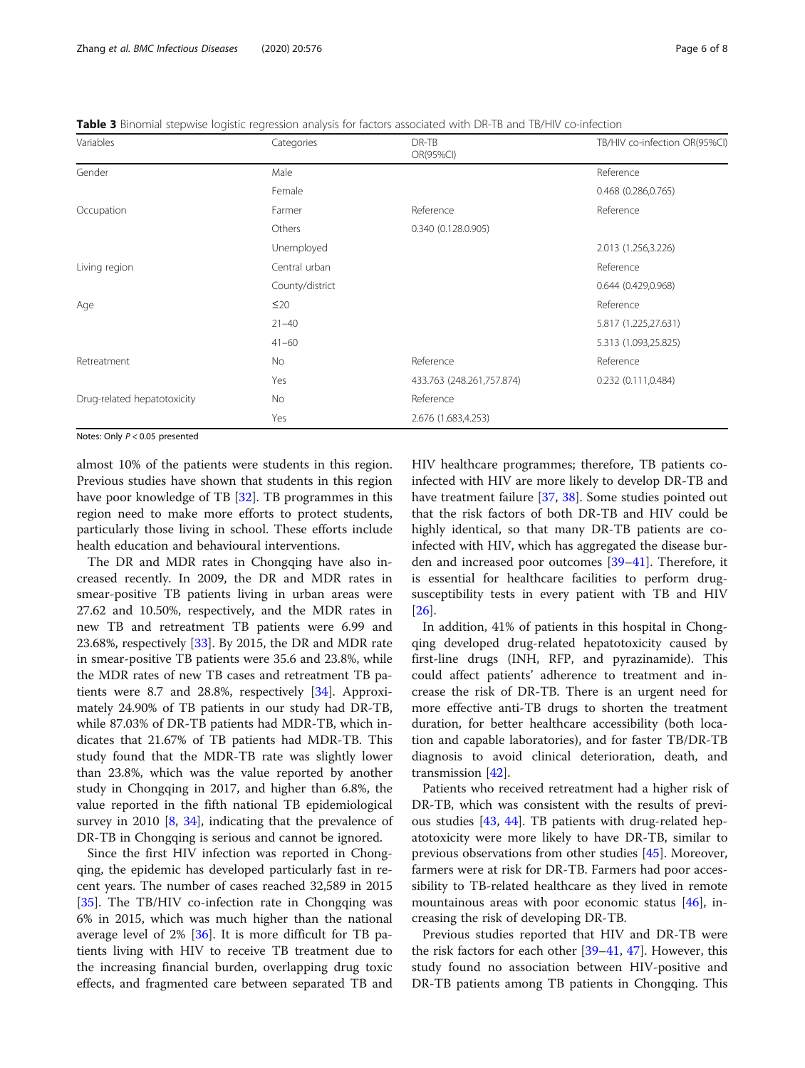**Table 3** Binomial stepwise logistic regression analysis for factors associated with DR-TB and TB/HIV co-infection

| Variables | Categories | DR-TB OR(95%CI) | TB/HIV co-infection OR(95%CI) |
|---|---|---|---|
| Gender | Male | | Reference |
| | Female | | 0.468 (0.286,0.765) |
| Occupation | Farmer | Reference | Reference |
| | Others | 0.340 (0.128.0.905) | |
| | Unemployed | | 2.013 (1.256,3.226) |
| Living region | Central urban | | Reference |
| | County/district | | 0.644 (0.429,0.968) |
| Age | ≤20 | | Reference |
| | 21–40 | | 5.817 (1.225,27.631) |
| | 41–60 | | 5.313 (1.093,25.825) |
| Retreatment | No | Reference | Reference |
| | Yes | 433.763 (248.261,757.874) | 0.232 (0.111,0.484) |
| Drug-related hepatotoxicity | No | Reference | |
| | Yes | 2.676 (1.683,4.253) | |

Notes: Only $P < 0.05$ presented

almost 10% of the patients were students in this region. Previous studies have shown that students in this region have poor knowledge of TB [32]. TB programmes in this region need to make more efforts to protect students, particularly those living in school. These efforts include health education and behavioural interventions.

The DR and MDR rates in Chongqing have also increased recently. In 2009, the DR and MDR rates in smear-positive TB patients living in urban areas were 27.62 and 10.50%, respectively, and the MDR rates in new TB and retreatment TB patients were 6.99 and 23.68%, respectively [33]. By 2015, the DR and MDR rate in smear-positive TB patients were 35.6 and 23.8%, while the MDR rates of new TB cases and retreatment TB patients were 8.7 and 28.8%, respectively [34]. Approximately 24.90% of TB patients in our study had DR-TB, while 87.03% of DR-TB patients had MDR-TB, which indicates that 21.67% of TB patients had MDR-TB. This study found that the MDR-TB rate was slightly lower than 23.8%, which was the value reported by another study in Chongqing in 2017, and higher than 6.8%, the value reported in the fifth national TB epidemiological survey in 2010 [8, 34], indicating that the prevalence of DR-TB in Chongqing is serious and cannot be ignored.

Since the first HIV infection was reported in Chongqing, the epidemic has developed particularly fast in recent years. The number of cases reached 32,589 in 2015 [35]. The TB/HIV co-infection rate in Chongqing was 6% in 2015, which was much higher than the national average level of 2% [36]. It is more difficult for TB patients living with HIV to receive TB treatment due to the increasing financial burden, overlapping drug toxic effects, and fragmented care between separated TB and HIV healthcare programmes; therefore, TB patients co-infected with HIV are more likely to develop DR-TB and have treatment failure [37, 38]. Some studies pointed out that the risk factors of both DR-TB and HIV could be highly identical, so that many DR-TB patients are co-infected with HIV, which has aggregated the disease burden and increased poor outcomes [39–41]. Therefore, it is essential for healthcare facilities to perform drug-susceptibility tests in every patient with TB and HIV [26].

In addition, 41% of patients in this hospital in Chongqing developed drug-related hepatotoxicity caused by first-line drugs (INH, RFP, and pyrazinamide). This could affect patients' adherence to treatment and increase the risk of DR-TB. There is an urgent need for more effective anti-TB drugs to shorten the treatment duration, for better healthcare accessibility (both location and capable laboratories), and for faster TB/DR-TB diagnosis to avoid clinical deterioration, death, and transmission [42].

Patients who received retreatment had a higher risk of DR-TB, which was consistent with the results of previous studies [43, 44]. TB patients with drug-related hepatotoxicity were more likely to have DR-TB, similar to previous observations from other studies [45]. Moreover, farmers were at risk for DR-TB. Farmers had poor accessibility to TB-related healthcare as they lived in remote mountainous areas with poor economic status [46], increasing the risk of developing DR-TB.

Previous studies reported that HIV and DR-TB were the risk factors for each other [39–41, 47]. However, this study found no association between HIV-positive and DR-TB patients among TB patients in Chongqing. This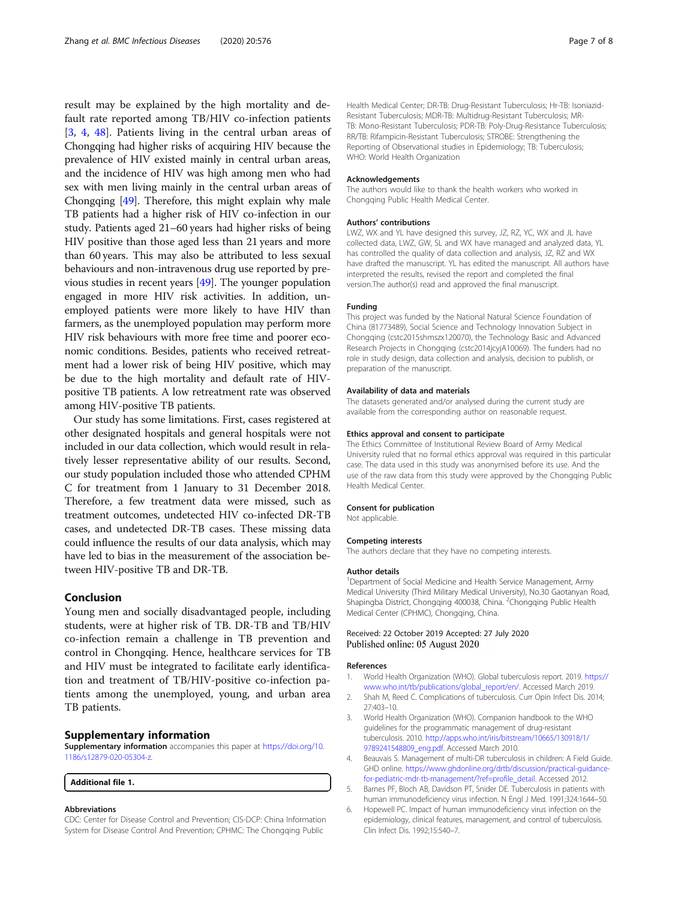result may be explained by the high mortality and default rate reported among TB/HIV co-infection patients [3, 4, 48]. Patients living in the central urban areas of Chongqing had higher risks of acquiring HIV because the prevalence of HIV existed mainly in central urban areas, and the incidence of HIV was high among men who had sex with men living mainly in the central urban areas of Chongqing [49]. Therefore, this might explain why male TB patients had a higher risk of HIV co-infection in our study. Patients aged 21–60 years had higher risks of being HIV positive than those aged less than 21 years and more than 60 years. This may also be attributed to less sexual behaviours and non-intravenous drug use reported by previous studies in recent years [49]. The younger population engaged in more HIV risk activities. In addition, unemployed patients were more likely to have HIV than farmers, as the unemployed population may perform more HIV risk behaviours with more free time and poorer economic conditions. Besides, patients who received retreatment had a lower risk of being HIV positive, which may be due to the high mortality and default rate of HIV-positive TB patients. A low retreatment rate was observed among HIV-positive TB patients.

Our study has some limitations. First, cases registered at other designated hospitals and general hospitals were not included in our data collection, which would result in relatively lesser representative ability of our results. Second, our study population included those who attended CPHMC for treatment from 1 January to 31 December 2018. Therefore, a few treatment data were missed, such as treatment outcomes, undetected HIV co-infected DR-TB cases, and undetected DR-TB cases. These missing data could influence the results of our data analysis, which may have led to bias in the measurement of the association between HIV-positive TB and DR-TB.

## Conclusion

Young men and socially disadvantaged people, including students, were at higher risk of TB. DR-TB and TB/HIV co-infection remain a challenge in TB prevention and control in Chongqing. Hence, healthcare services for TB and HIV must be integrated to facilitate early identification and treatment of TB/HIV-positive co-infection patients among the unemployed, young, and urban area TB patients.

## Supplementary information

**Supplementary information** accompanies this paper at https://doi.org/10.1186/s12879-020-05304-z.

**Additional file 1.**

### Abbreviations

CDC: Center for Disease Control and Prevention; CIS-DCP: China Information System for Disease Control And Prevention; CPHMC: The Chongqing Public Health Medical Center; DR-TB: Drug-Resistant Tuberculosis; Hr-TB: Isoniazid-Resistant Tuberculosis; MDR-TB: Multidrug-Resistant Tuberculosis; MR-TB: Mono-Resistant Tuberculosis; PDR-TB: Poly-Drug-Resistance Tuberculosis; RR/TB: Rifampicin-Resistant Tuberculosis; STROBE: Strengthening the Reporting of Observational studies in Epidemiology; TB: Tuberculosis; WHO: World Health Organization

### Acknowledgements

The authors would like to thank the health workers who worked in Chongqing Public Health Medical Center.

### Authors' contributions

LWZ, WX and YL have designed this survey, JZ, RZ, YC, WX and JL have collected data, LWZ, GW, SL and WX have managed and analyzed data, YL has controlled the quality of data collection and analysis, JZ, RZ and WX have drafted the manuscript. YL has edited the manuscript. All authors have interpreted the results, revised the report and completed the final version.The author(s) read and approved the final manuscript.

### Funding

This project was funded by the National Natural Science Foundation of China (81773489), Social Science and Technology Innovation Subject in Chongqing (cstc2015shmszx120070), the Technology Basic and Advanced Research Projects in Chongqing (cstc2014jcyjA10069). The funders had no role in study design, data collection and analysis, decision to publish, or preparation of the manuscript.

### Availability of data and materials

The datasets generated and/or analysed during the current study are available from the corresponding author on reasonable request.

### Ethics approval and consent to participate

The Ethics Committee of Institutional Review Board of Army Medical University ruled that no formal ethics approval was required in this particular case. The data used in this study was anonymised before its use. And the use of the raw data from this study were approved by the Chongqing Public Health Medical Center.

### Consent for publication

Not applicable.

### Competing interests

The authors declare that they have no competing interests.

### Author details

[1]Department of Social Medicine and Health Service Management, Army Medical University (Third Military Medical University), No.30 Gaotanyan Road, Shapingba District, Chongqing 400038, China. [2]Chongqing Public Health Medical Center (CPHMC), Chongqing, China.

Received: 22 October 2019 Accepted: 27 July 2020
Published online: 05 August 2020

### References

1. World Health Organization (WHO). Global tuberculosis report. 2019. https://www.who.int/tb/publications/global_report/en/. Accessed March 2019.
2. Shah M, Reed C. Complications of tuberculosis. Curr Opin Infect Dis. 2014; 27:403–10.
3. World Health Organization (WHO). Companion handbook to the WHO guidelines for the programmatic management of drug-resistant tuberculosis. 2010. http://apps.who.int/iris/bitstream/10665/130918/1/9789241548809_eng.pdf. Accessed March 2010.
4. Beauvais S. Management of multi-DR tuberculosis in children: A Field Guide. GHD online. https://www.ghdonline.org/drtb/discussion/practical-guidance-for-pediatric-mdr-tb-management/?ref=profile_detail. Accessed 2012.
5. Barnes PF, Bloch AB, Davidson PT, Snider DE. Tuberculosis in patients with human immunodeficiency virus infection. N Engl J Med. 1991;324:1644–50.
6. Hopewell PC. Impact of human immunodeficiency virus infection on the epidemiology, clinical features, management, and control of tuberculosis. Clin Infect Dis. 1992;15:540–7.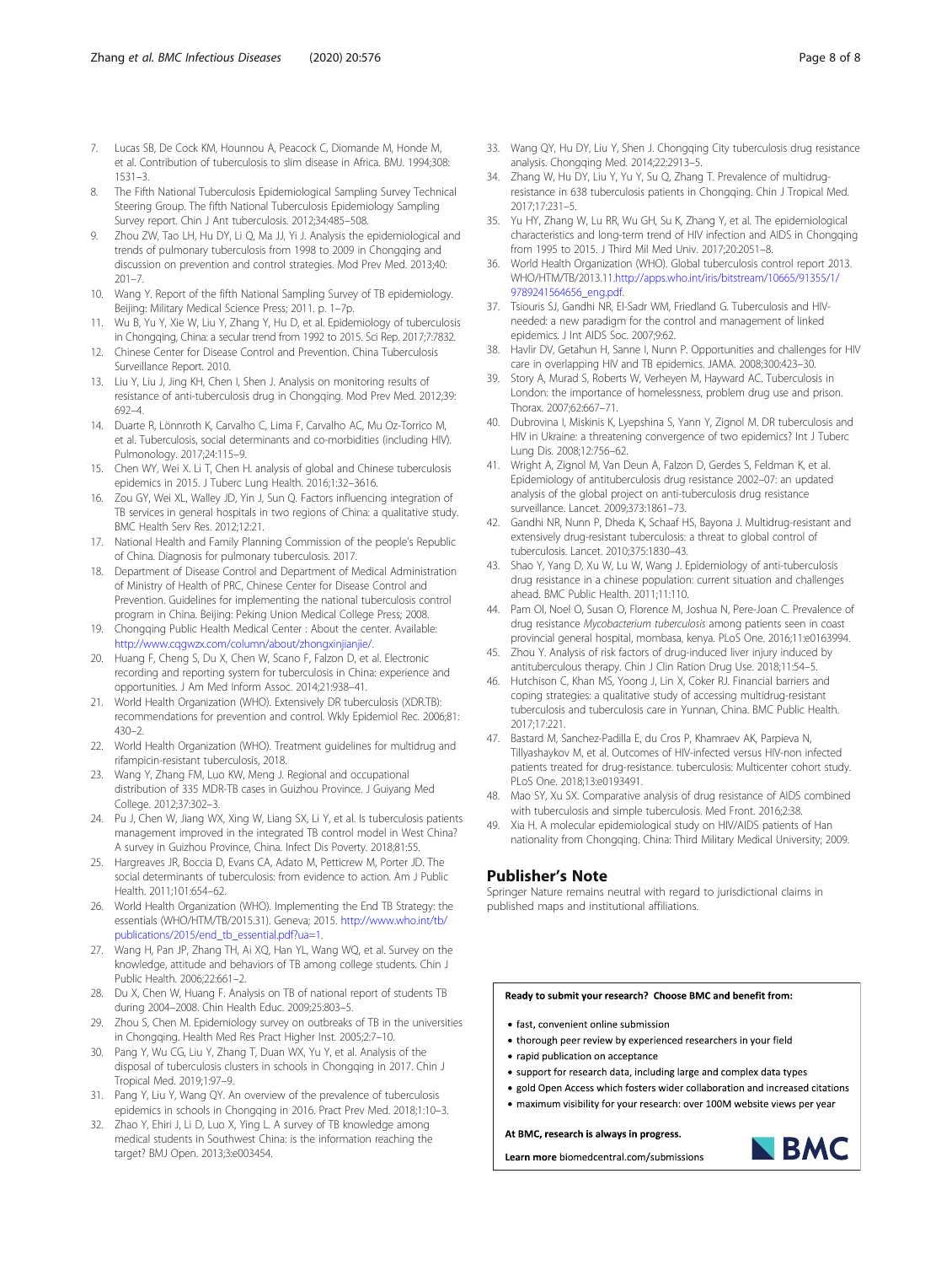7. Lucas SB, De Cock KM, Hounnou A, Peacock C, Diomande M, Honde M, et al. Contribution of tuberculosis to slim disease in Africa. BMJ. 1994;308: 1531–3.
8. The Fifth National Tuberculosis Epidemiological Sampling Survey Technical Steering Group. The fifth National Tuberculosis Epidemiology Sampling Survey report. Chin J Ant tuberculosis. 2012;34:485–508.
9. Zhou ZW, Tao LH, Hu DY, Li Q, Ma JJ, Yi J. Analysis the epidemiological and trends of pulmonary tuberculosis from 1998 to 2009 in Chongqing and discussion on prevention and control strategies. Mod Prev Med. 2013;40: 201–7.
10. Wang Y. Report of the fifth National Sampling Survey of TB epidemiology. Beijing: Military Medical Science Press; 2011. p. 1–7p.
11. Wu B, Yu Y, Xie W, Liu Y, Zhang Y, Hu D, et al. Epidemiology of tuberculosis in Chongqing, China: a secular trend from 1992 to 2015. Sci Rep. 2017;7:7832.
12. Chinese Center for Disease Control and Prevention. China Tuberculosis Surveillance Report. 2010.
13. Liu Y, Liu J, Jing KH, Chen I, Shen J. Analysis on monitoring results of resistance of anti-tuberculosis drug in Chongqing. Mod Prev Med. 2012;39: 692–4.
14. Duarte R, Lönnroth K, Carvalho C, Lima F, Carvalho AC, Mu Oz-Torrico M, et al. Tuberculosis, social determinants and co-morbidities (including HIV). Pulmonology. 2017;24:115–9.
15. Chen WY, Wei X. Li T, Chen H. analysis of global and Chinese tuberculosis epidemics in 2015. J Tuberc Lung Health. 2016;1:32–3616.
16. Zou GY, Wei XL, Walley JD, Yin J, Sun Q. Factors influencing integration of TB services in general hospitals in two regions of China: a qualitative study. BMC Health Serv Res. 2012;12:21.
17. National Health and Family Planning Commission of the people's Republic of China. Diagnosis for pulmonary tuberculosis. 2017.
18. Department of Disease Control and Department of Medical Administration of Ministry of Health of PRC, Chinese Center for Disease Control and Prevention. Guidelines for implementing the national tuberculosis control program in China. Beijing: Peking Union Medical College Press; 2008.
19. Chongqing Public Health Medical Center : About the center. Available: http://www.cqgwzx.com/column/about/zhongxinjianjie/.
20. Huang F, Cheng S, Du X, Chen W, Scano F, Falzon D, et al. Electronic recording and reporting system for tuberculosis in China: experience and opportunities. J Am Med Inform Assoc. 2014;21:938–41.
21. World Health Organization (WHO). Extensively DR tuberculosis (XDR.TB): recommendations for prevention and control. Wkly Epidemiol Rec. 2006;81: 430–2.
22. World Health Organization (WHO). Treatment guidelines for multidrug and rifampicin-resistant tuberculosis, 2018.
23. Wang Y, Zhang FM, Luo KW, Meng J. Regional and occupational distribution of 335 MDR-TB cases in Guizhou Province. J Guiyang Med College. 2012;37:302–3.
24. Pu J, Chen W, Jiang WX, Xing W, Liang SX, Li Y, et al. Is tuberculosis patients management improved in the integrated TB control model in West China? A survey in Guizhou Province, China. Infect Dis Poverty. 2018;81:55.
25. Hargreaves JR, Boccia D, Evans CA, Adato M, Petticrew M, Porter JD. The social determinants of tuberculosis: from evidence to action. Am J Public Health. 2011;101:654–62.
26. World Health Organization (WHO). Implementing the End TB Strategy: the essentials (WHO/HTM/TB/2015.31). Geneva; 2015. http://www.who.int/tb/publications/2015/end_tb_essential.pdf?ua=1.
27. Wang H, Pan JP, Zhang TH, Ai XQ, Han YL, Wang WQ, et al. Survey on the knowledge, attitude and behaviors of TB among college students. Chin J Public Health. 2006;22:661–2.
28. Du X, Chen W, Huang F. Analysis on TB of national report of students TB during 2004–2008. Chin Health Educ. 2009;25:803–5.
29. Zhou S, Chen M. Epidemiology survey on outbreaks of TB in the universities in Chongqing. Health Med Res Pract Higher Inst. 2005;2:7–10.
30. Pang Y, Wu CG, Liu Y, Zhang T, Duan WX, Yu Y, et al. Analysis of the disposal of tuberculosis clusters in schools in Chongqing in 2017. Chin J Tropical Med. 2019;1:97–9.
31. Pang Y, Liu Y, Wang QY. An overview of the prevalence of tuberculosis epidemics in schools in Chongqing in 2016. Pract Prev Med. 2018;1:10–3.
32. Zhao Y, Ehiri J, Li D, Luo X, Ying L. A survey of TB knowledge among medical students in Southwest China: is the information reaching the target? BMJ Open. 2013;3:e003454.
33. Wang QY, Hu DY, Liu Y, Shen J. Chongqing City tuberculosis drug resistance analysis. Chongqing Med. 2014;22:2913–5.
34. Zhang W, Hu DY, Liu Y, Yu Y, Su Q, Zhang T. Prevalence of multidrug-resistance in 638 tuberculosis patients in Chongqing. Chin J Tropical Med. 2017;17:231–5.
35. Yu HY, Zhang W, Lu RR, Wu GH, Su K, Zhang Y, et al. The epidemiological characteristics and long-term trend of HIV infection and AIDS in Chongqing from 1995 to 2015. J Third Mil Med Univ. 2017;20:2051–8.
36. World Health Organization (WHO). Global tuberculosis control report 2013. WHO/HTM/TB/2013.11.http://apps.who.int/iris/bitstream/10665/91355/1/9789241564656_eng.pdf.
37. Tsiouris SJ, Gandhi NR, El-Sadr WM, Friedland G. Tuberculosis and HIV-needed: a new paradigm for the control and management of linked epidemics. J Int AIDS Soc. 2007;9:62.
38. Havlir DV, Getahun H, Sanne I, Nunn P. Opportunities and challenges for HIV care in overlapping HIV and TB epidemics. JAMA. 2008;300:423–30.
39. Story A, Murad S, Roberts W, Verheyen M, Hayward AC. Tuberculosis in London: the importance of homelessness, problem drug use and prison. Thorax. 2007;62:667–71.
40. Dubrovina I, Miskinis K, Lyepshina S, Yann Y, Zignol M. DR tuberculosis and HIV in Ukraine: a threatening convergence of two epidemics? Int J Tuberc Lung Dis. 2008;12:756–62.
41. Wright A, Zignol M, Van Deun A, Falzon D, Gerdes S, Feldman K, et al. Epidemiology of antituberculosis drug resistance 2002–07: an updated analysis of the global project on anti-tuberculosis drug resistance surveillance. Lancet. 2009;373:1861–73.
42. Gandhi NR, Nunn P, Dheda K, Schaaf HS, Bayona J. Multidrug-resistant and extensively drug-resistant tuberculosis: a threat to global control of tuberculosis. Lancet. 2010;375:1830–43.
43. Shao Y, Yang D, Xu W, Lu W, Wang J. Epidemiology of anti-tuberculosis drug resistance in a chinese population: current situation and challenges ahead. BMC Public Health. 2011;11:110.
44. Pam OI, Noel O, Susan O, Florence M, Joshua N, Pere-Joan C. Prevalence of drug resistance *Mycobacterium tuberculosis* among patients seen in coast provincial general hospital, mombasa, kenya. PLoS One. 2016;11:e0163994.
45. Zhou Y. Analysis of risk factors of drug-induced liver injury by antituberculous therapy. Chin J Clin Ration Drug Use. 2018;11:54–5.
46. Hutchison C, Khan MS, Yoong J, Lin X, Coker RJ. Financial barriers and coping strategies: a qualitative study of accessing multidrug-resistant tuberculosis and tuberculosis care in Yunnan, China. BMC Public Health. 2017;17:221.
47. Bastard M, Sanchez-Padilla E, du Cros P, Khamraev AK, Parpieva N, Tillyashaykov M, et al. Outcomes of HIV-infected versus HIV-non infected patients treated for drug-resistance. tuberculosis: Multicenter cohort study. PLoS One. 2018;13:e0193491.
48. Mao SY, Xu SX. Comparative analysis of drug resistance of AIDS combined with tuberculosis and simple tuberculosis. Med Front. 2016;2:38.
49. Xia H. A molecular epidemiological study on HIV/AIDS patients of Han nationality from Chongqing. China: Third Military Medical University; 2009.

## Publisher's Note

Springer Nature remains neutral with regard to jurisdictional claims in published maps and institutional affiliations.

**Ready to submit your research? Choose BMC and benefit from:**

- fast, convenient online submission
- thorough peer review by experienced researchers in your field
- rapid publication on acceptance
- support for research data, including large and complex data types
- gold Open Access which fosters wider collaboration and increased citations
- maximum visibility for your research: over 100M website views per year

**At BMC, research is always in progress.**

**Learn more** biomedcentral.com/submissions